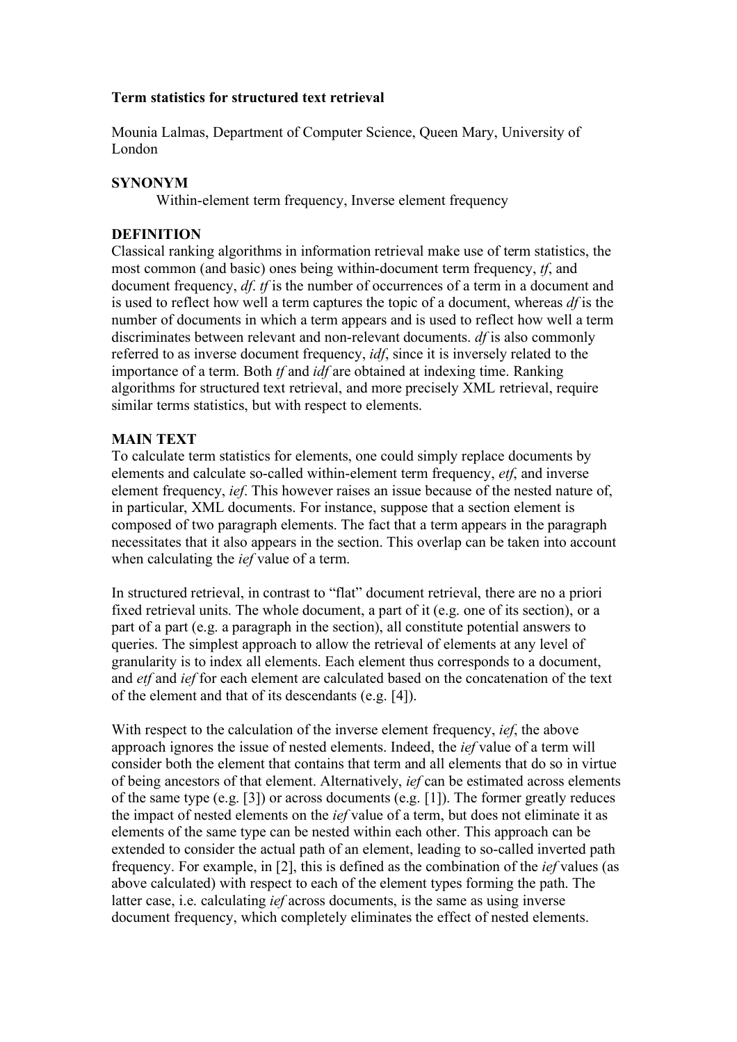# Term statistics for structured text retrieval

Mounia Lalmas, Department of Computer Science, Queen Mary, University of London

## SYNONYM

Within-element term frequency, Inverse element frequency

## DEFINITION

Classical ranking algorithms in information retrieval make use of term statistics, the most common (and basic) ones being within-document term frequency, *tf*, and document frequency, *df*. *tf* is the number of occurrences of a term in a document and is used to reflect how well a term captures the topic of a document, whereas *df* is the number of documents in which a term appears and is used to reflect how well a term discriminates between relevant and non-relevant documents. *df* is also commonly referred to as inverse document frequency, *idf*, since it is inversely related to the importance of a term. Both *tf* and *idf* are obtained at indexing time. Ranking algorithms for structured text retrieval, and more precisely XML retrieval, require similar terms statistics, but with respect to elements.

## MAIN TEXT

To calculate term statistics for elements, one could simply replace documents by elements and calculate so-called within-element term frequency, *etf*, and inverse element frequency, *ief*. This however raises an issue because of the nested nature of, in particular, XML documents. For instance, suppose that a section element is composed of two paragraph elements. The fact that a term appears in the paragraph necessitates that it also appears in the section. This overlap can be taken into account when calculating the *ief* value of a term.

In structured retrieval, in contrast to "flat" document retrieval, there are no a priori fixed retrieval units. The whole document, a part of it (e.g. one of its section), or a part of a part (e.g. a paragraph in the section), all constitute potential answers to queries. The simplest approach to allow the retrieval of elements at any level of granularity is to index all elements. Each element thus corresponds to a document, and *etf* and *ief* for each element are calculated based on the concatenation of the text of the element and that of its descendants (e.g. [4]).

With respect to the calculation of the inverse element frequency, *ief*, the above approach ignores the issue of nested elements. Indeed, the *ief* value of a term will consider both the element that contains that term and all elements that do so in virtue of being ancestors of that element. Alternatively, *ief* can be estimated across elements of the same type (e.g. [3]) or across documents (e.g. [1]). The former greatly reduces the impact of nested elements on the *ief* value of a term, but does not eliminate it as elements of the same type can be nested within each other. This approach can be extended to consider the actual path of an element, leading to so-called inverted path frequency. For example, in [2], this is defined as the combination of the *ief* values (as above calculated) with respect to each of the element types forming the path. The latter case, i.e. calculating *ief* across documents, is the same as using inverse document frequency, which completely eliminates the effect of nested elements.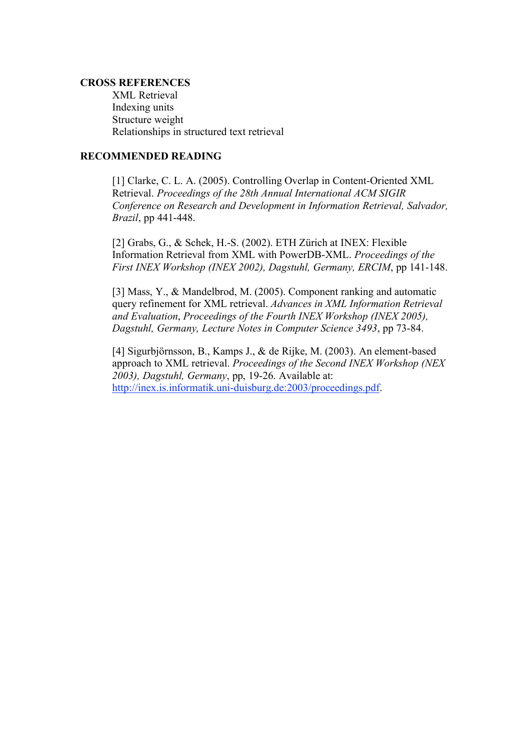**CROSS REFERENCES**

XML Retrieval
Indexing units
Structure weight
Relationships in structured text retrieval

**RECOMMENDED READING**

[1] Clarke, C. L. A. (2005). Controlling Overlap in Content-Oriented XML Retrieval. *Proceedings of the 28th Annual International ACM SIGIR Conference on Research and Development in Information Retrieval, Salvador, Brazil*, pp 441-448.

[2] Grabs, G., & Schek, H.-S. (2002). ETH Zürich at INEX: Flexible Information Retrieval from XML with PowerDB-XML. *Proceedings of the First INEX Workshop (INEX 2002), Dagstuhl, Germany, ERCIM*, pp 141-148.

[3] Mass, Y., & Mandelbrod, M. (2005). Component ranking and automatic query refinement for XML retrieval. *Advances in XML Information Retrieval and Evaluation*, *Proceedings of the Fourth INEX Workshop (INEX 2005), Dagstuhl, Germany, Lecture Notes in Computer Science 3493*, pp 73-84.

[4] Sigurbjörnsson, B., Kamps J., & de Rijke, M. (2003). An element-based approach to XML retrieval. *Proceedings of the Second INEX Workshop (NEX 2003), Dagstuhl, Germany*, pp, 19-26. Available at: http://inex.is.informatik.uni-duisburg.de:2003/proceedings.pdf.